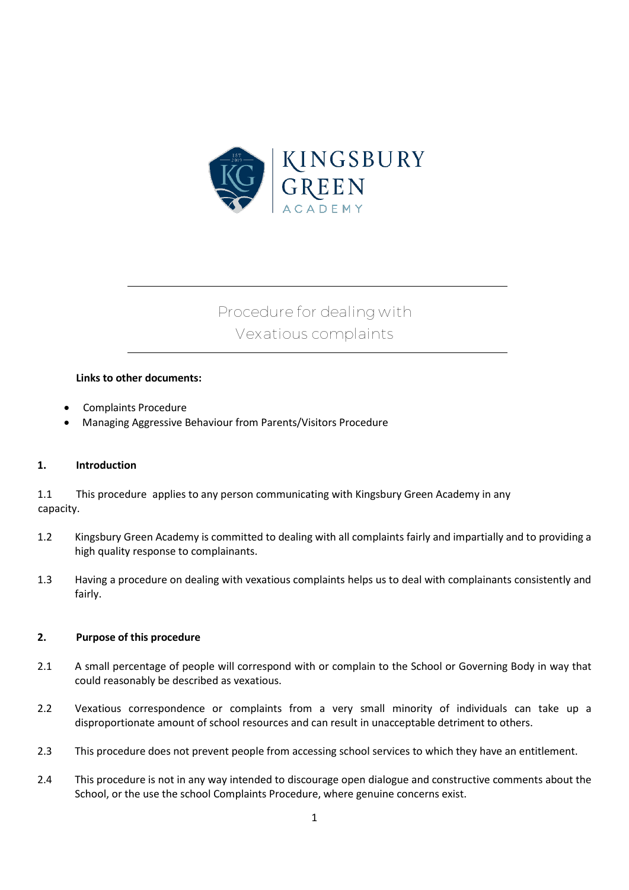KINGSBURY GREEN ACADEMY

# Procedure for dealing with Vexatious complaints

**Links to other documents:**

- Complaints Procedure
- Managing Aggressive Behaviour from Parents/Visitors Procedure

## 1. Introduction

1.1 This procedure applies to any person communicating with Kingsbury Green Academy in any capacity.

1.2 Kingsbury Green Academy is committed to dealing with all complaints fairly and impartially and to providing a high quality response to complainants.

1.3 Having a procedure on dealing with vexatious complaints helps us to deal with complainants consistently and fairly.

## 2. Purpose of this procedure

2.1 A small percentage of people will correspond with or complain to the School or Governing Body in way that could reasonably be described as vexatious.

2.2 Vexatious correspondence or complaints from a very small minority of individuals can take up a disproportionate amount of school resources and can result in unacceptable detriment to others.

2.3 This procedure does not prevent people from accessing school services to which they have an entitlement.

2.4 This procedure is not in any way intended to discourage open dialogue and constructive comments about the School, or the use the school Complaints Procedure, where genuine concerns exist.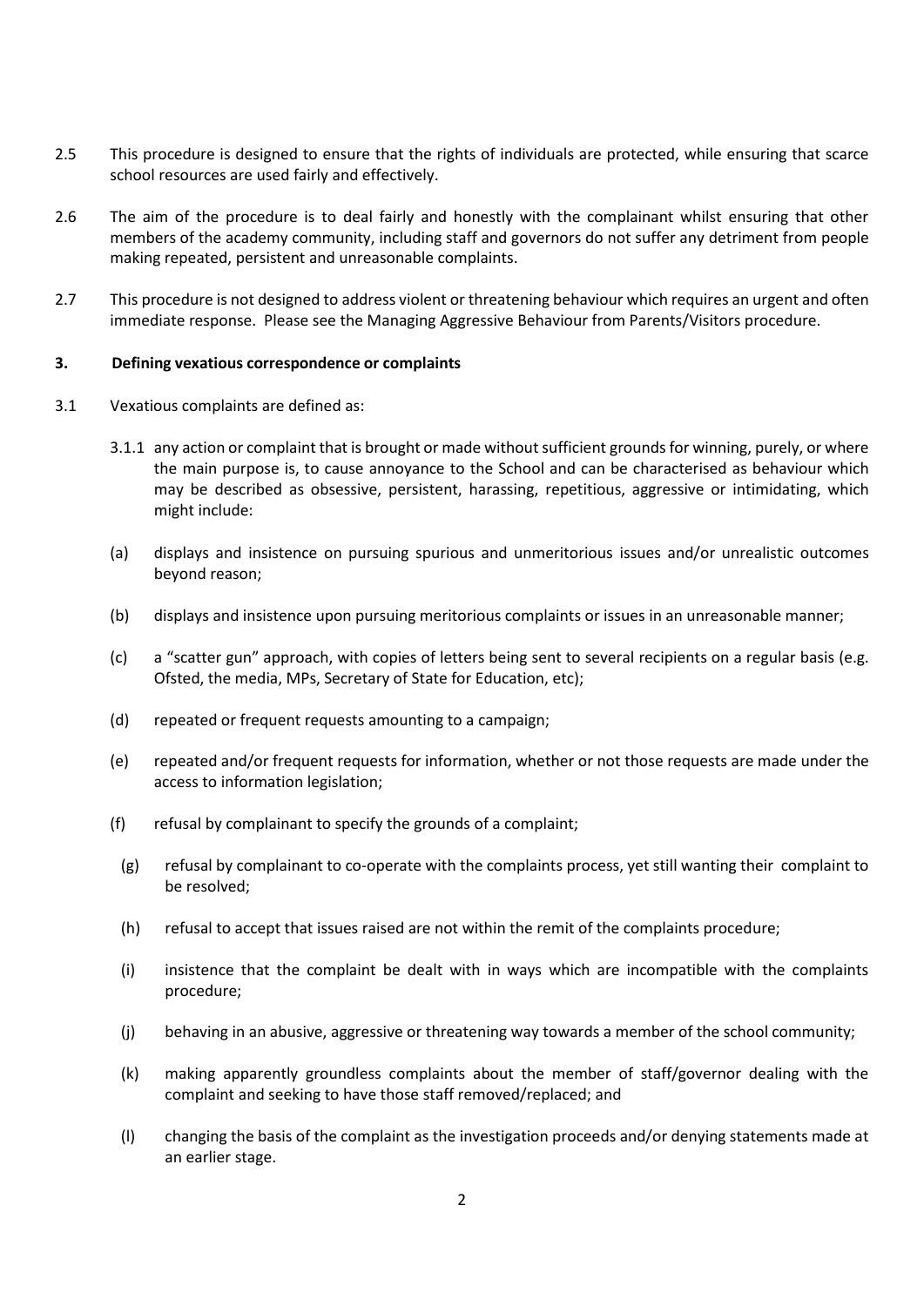2.5 This procedure is designed to ensure that the rights of individuals are protected, while ensuring that scarce school resources are used fairly and effectively.

2.6 The aim of the procedure is to deal fairly and honestly with the complainant whilst ensuring that other members of the academy community, including staff and governors do not suffer any detriment from people making repeated, persistent and unreasonable complaints.

2.7 This procedure is not designed to address violent or threatening behaviour which requires an urgent and often immediate response. Please see the Managing Aggressive Behaviour from Parents/Visitors procedure.

## 3. Defining vexatious correspondence or complaints

3.1 Vexatious complaints are defined as:

3.1.1 any action or complaint that is brought or made without sufficient grounds for winning, purely, or where the main purpose is, to cause annoyance to the School and can be characterised as behaviour which may be described as obsessive, persistent, harassing, repetitious, aggressive or intimidating, which might include:

(a) displays and insistence on pursuing spurious and unmeritorious issues and/or unrealistic outcomes beyond reason;

(b) displays and insistence upon pursuing meritorious complaints or issues in an unreasonable manner;

(c) a "scatter gun" approach, with copies of letters being sent to several recipients on a regular basis (e.g. Ofsted, the media, MPs, Secretary of State for Education, etc);

(d) repeated or frequent requests amounting to a campaign;

(e) repeated and/or frequent requests for information, whether or not those requests are made under the access to information legislation;

(f) refusal by complainant to specify the grounds of a complaint;

(g) refusal by complainant to co-operate with the complaints process, yet still wanting their complaint to be resolved;

(h) refusal to accept that issues raised are not within the remit of the complaints procedure;

(i) insistence that the complaint be dealt with in ways which are incompatible with the complaints procedure;

(j) behaving in an abusive, aggressive or threatening way towards a member of the school community;

(k) making apparently groundless complaints about the member of staff/governor dealing with the complaint and seeking to have those staff removed/replaced; and

(l) changing the basis of the complaint as the investigation proceeds and/or denying statements made at an earlier stage.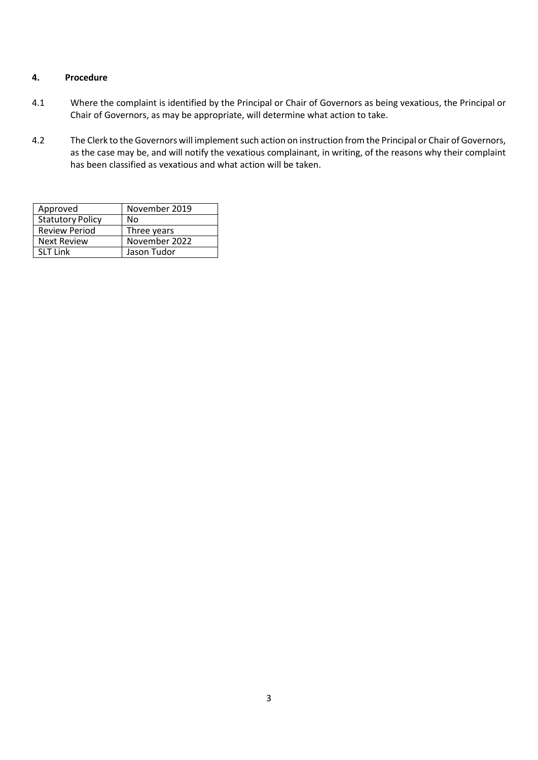## 4. Procedure

4.1 Where the complaint is identified by the Principal or Chair of Governors as being vexatious, the Principal or Chair of Governors, as may be appropriate, will determine what action to take.

4.2 The Clerk to the Governors will implement such action on instruction from the Principal or Chair of Governors, as the case may be, and will notify the vexatious complainant, in writing, of the reasons why their complaint has been classified as vexatious and what action will be taken.

| | |
|---|---|
| Approved | November 2019 |
| Statutory Policy | No |
| Review Period | Three years |
| Next Review | November 2022 |
| SLT Link | Jason Tudor |